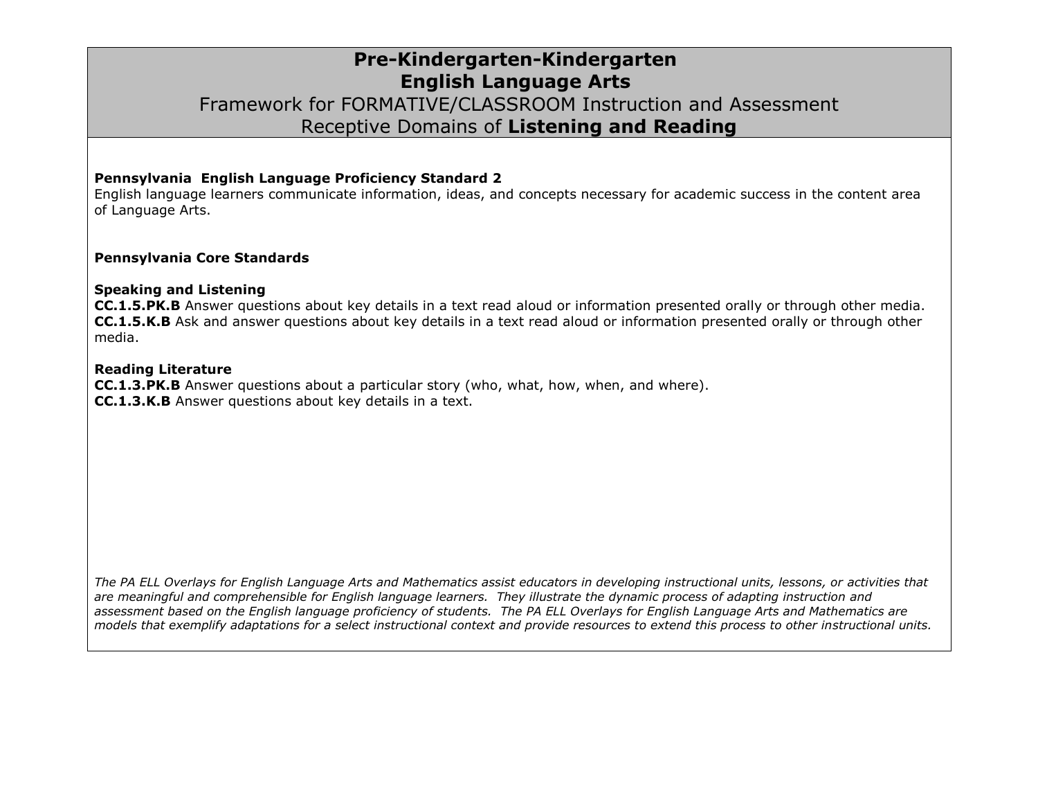# Pre-Kindergarten-Kindergarten
# English Language Arts
## Framework for FORMATIVE/CLASSROOM Instruction and Assessment
## Receptive Domains of **Listening and Reading**

**Pennsylvania English Language Proficiency Standard 2**
English language learners communicate information, ideas, and concepts necessary for academic success in the content area of Language Arts.

**Pennsylvania Core Standards**

**Speaking and Listening**
**CC.1.5.PK.B** Answer questions about key details in a text read aloud or information presented orally or through other media.
**CC.1.5.K.B** Ask and answer questions about key details in a text read aloud or information presented orally or through other media.

**Reading Literature**
**CC.1.3.PK.B** Answer questions about a particular story (who, what, how, when, and where).
**CC.1.3.K.B** Answer questions about key details in a text.

*The PA ELL Overlays for English Language Arts and Mathematics assist educators in developing instructional units, lessons, or activities that are meaningful and comprehensible for English language learners. They illustrate the dynamic process of adapting instruction and assessment based on the English language proficiency of students. The PA ELL Overlays for English Language Arts and Mathematics are models that exemplify adaptations for a select instructional context and provide resources to extend this process to other instructional units.*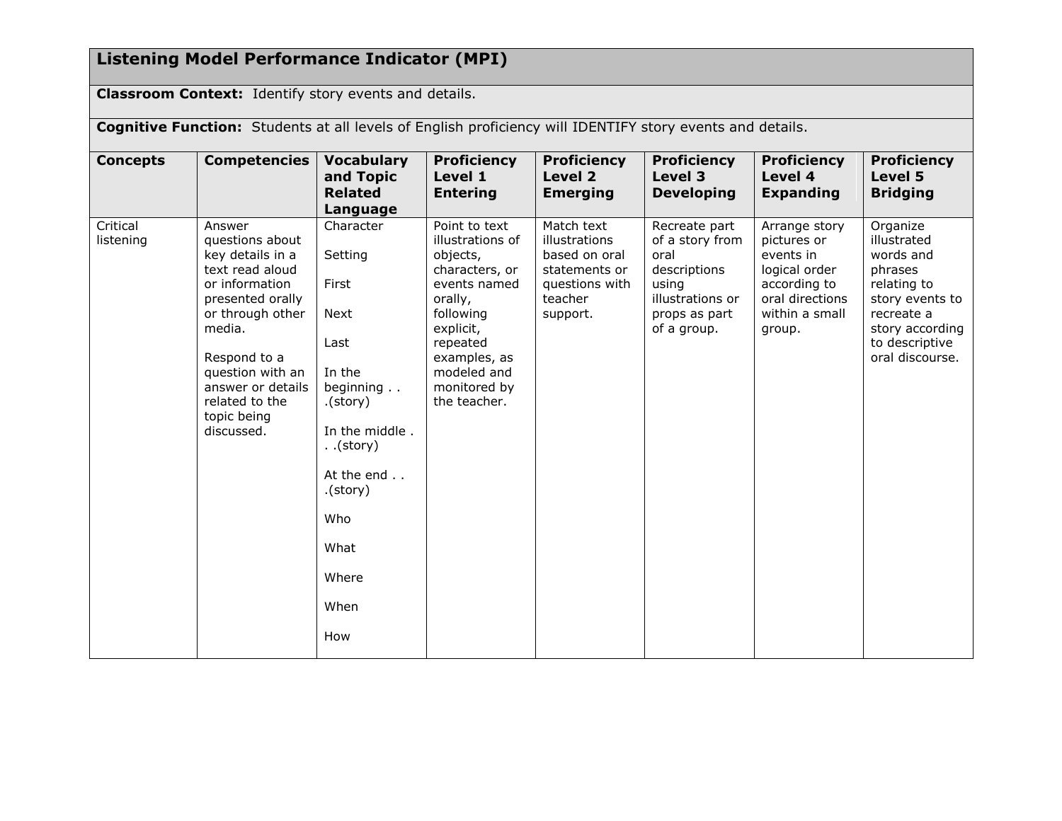## Listening Model Performance Indicator (MPI)

**Classroom Context:** Identify story events and details.

**Cognitive Function:** Students at all levels of English proficiency will IDENTIFY story events and details.

| Concepts | Competencies | Vocabulary and Topic Related Language | Proficiency Level 1 Entering | Proficiency Level 2 Emerging | Proficiency Level 3 Developing | Proficiency Level 4 Expanding | Proficiency Level 5 Bridging |
|---|---|---|---|---|---|---|---|
| Critical listening | Answer questions about key details in a text read aloud or information presented orally or through other media.<br><br>Respond to a question with an answer or details related to the topic being discussed. | Character<br><br>Setting<br><br>First<br><br>Next<br><br>Last<br><br>In the beginning . . .(story)<br><br>In the middle . . .(story)<br><br>At the end . . .(story)<br><br>Who<br><br>What<br><br>Where<br><br>When<br><br>How | Point to text illustrations of objects, characters, or events named orally, following explicit, repeated examples, as modeled and monitored by the teacher. | Match text illustrations based on oral statements or questions with teacher support. | Recreate part of a story from oral descriptions using illustrations or props as part of a group. | Arrange story pictures or events in logical order according to oral directions within a small group. | Organize illustrated words and phrases relating to story events to recreate a story according to descriptive oral discourse. |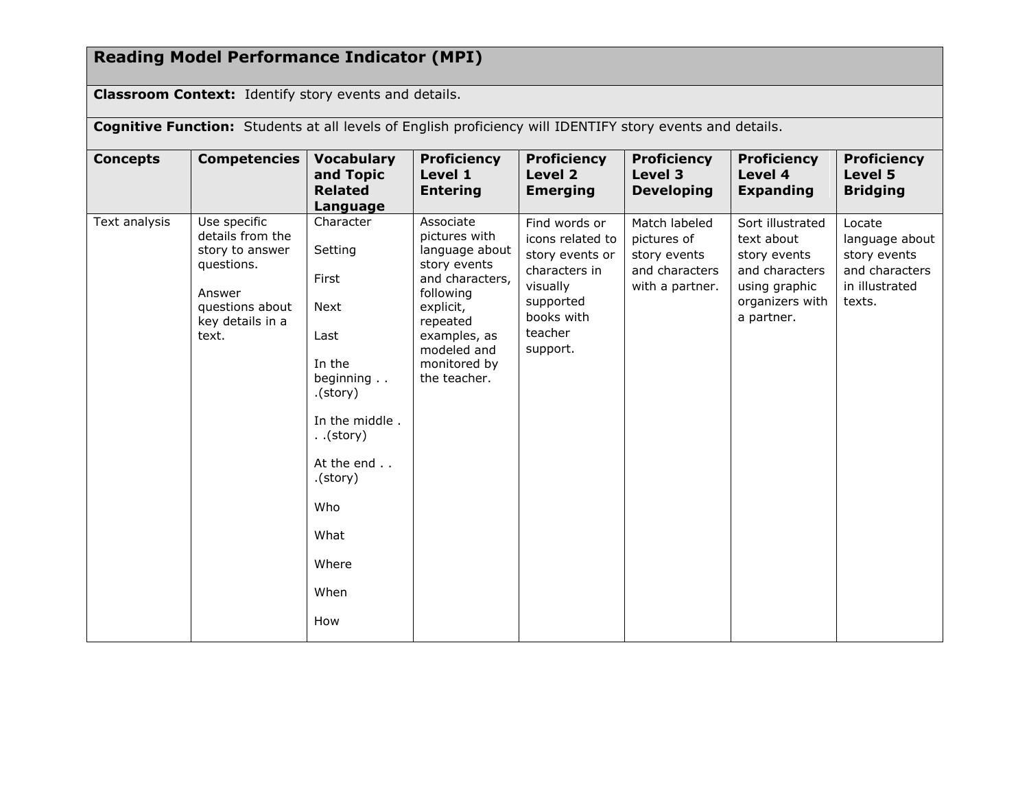## Reading Model Performance Indicator (MPI)

**Classroom Context:** Identify story events and details.

**Cognitive Function:** Students at all levels of English proficiency will IDENTIFY story events and details.

| Concepts | Competencies | Vocabulary and Topic Related Language | Proficiency Level 1 Entering | Proficiency Level 2 Emerging | Proficiency Level 3 Developing | Proficiency Level 4 Expanding | Proficiency Level 5 Bridging |
|---|---|---|---|---|---|---|---|
| Text analysis | Use specific details from the story to answer questions.<br><br>Answer questions about key details in a text. | Character<br><br>Setting<br><br>First<br><br>Next<br><br>Last<br><br>In the beginning . . .(story)<br><br>In the middle . . .(story)<br><br>At the end . . .(story)<br><br>Who<br><br>What<br><br>Where<br><br>When<br><br>How | Associate pictures with language about story events and characters, following explicit, repeated examples, as modeled and monitored by the teacher. | Find words or icons related to story events or characters in visually supported books with teacher support. | Match labeled pictures of story events and characters with a partner. | Sort illustrated text about story events and characters using graphic organizers with a partner. | Locate language about story events and characters in illustrated texts. |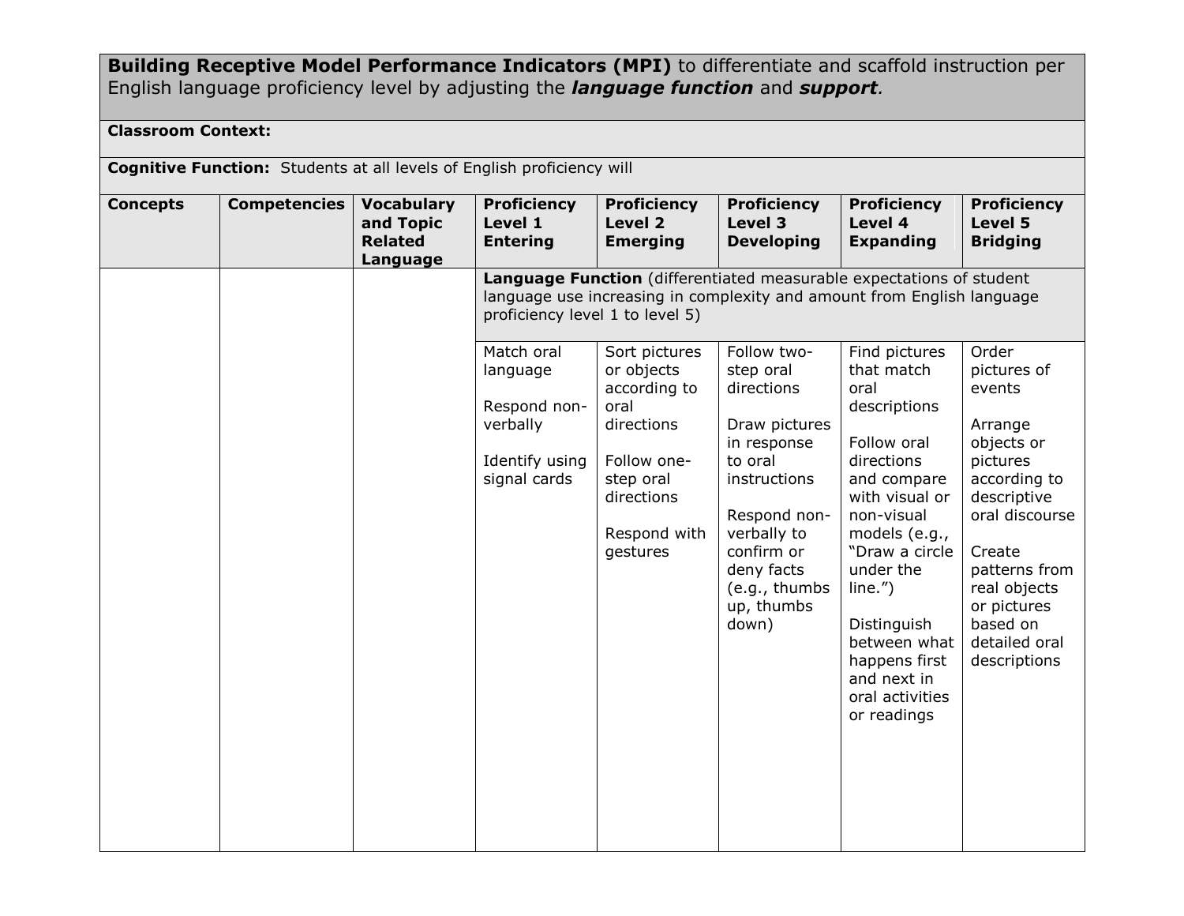**Building Receptive Model Performance Indicators (MPI)** to differentiate and scaffold instruction per English language proficiency level by adjusting the ***language function*** and ***support***.

**Classroom Context:**

**Cognitive Function:** Students at all levels of English proficiency will

| **Concepts** | **Competencies** | **Vocabulary and Topic Related Language** | **Proficiency Level 1 Entering** | **Proficiency Level 2 Emerging** | **Proficiency Level 3 Developing** | **Proficiency Level 4 Expanding** | **Proficiency Level 5 Bridging** |
|---|---|---|---|---|---|---|---|
| | | | **Language Function** (differentiated measurable expectations of student language use increasing in complexity and amount from English language proficiency level 1 to level 5) | | | | |
| | | | Match oral language<br><br>Respond non-verbally<br><br>Identify using signal cards | Sort pictures or objects according to oral directions<br><br>Follow one-step oral directions<br><br>Respond with gestures | Follow two-step oral directions<br><br>Draw pictures in response to oral instructions<br><br>Respond non-verbally to confirm or deny facts (e.g., thumbs up, thumbs down) | Find pictures that match oral descriptions<br><br>Follow oral directions and compare with visual or non-visual models (e.g., "Draw a circle under the line.")<br><br>Distinguish between what happens first and next in oral activities or readings | Order pictures of events<br><br>Arrange objects or pictures according to descriptive oral discourse<br><br>Create patterns from real objects or pictures based on detailed oral descriptions |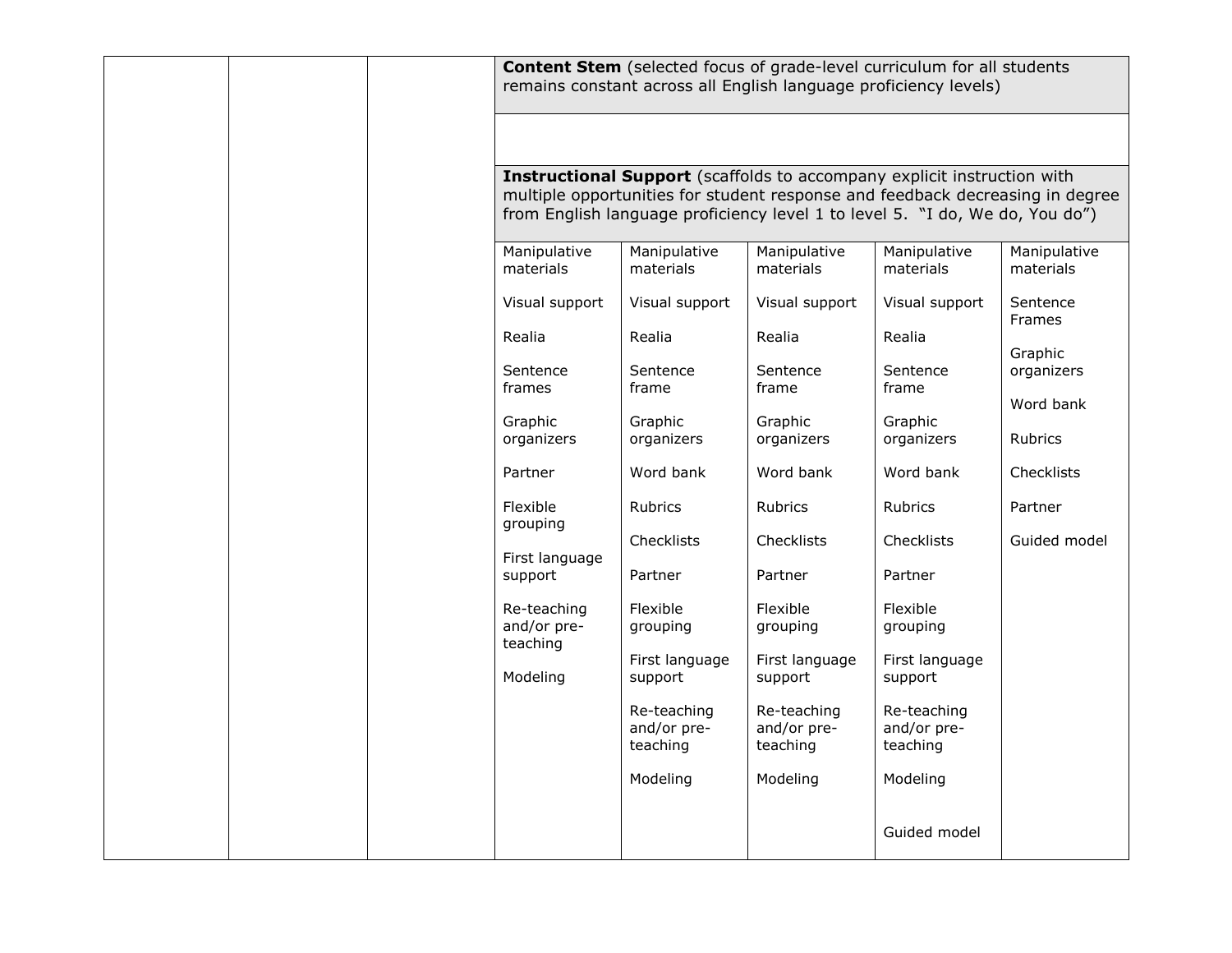| | | | | | | | |
|---|---|---|---|---|---|---|---|
| | | | **Content Stem** (selected focus of grade-level curriculum for all students remains constant across all English language proficiency levels) | | | | |
| | | | | | | | |
| | | | **Instructional Support** (scaffolds to accompany explicit instruction with multiple opportunities for student response and feedback decreasing in degree from English language proficiency level 1 to level 5. "I do, We do, You do") | | | | |
| | | | Manipulative materials<br><br>Visual support<br><br>Realia<br><br>Sentence frames<br><br>Graphic organizers<br><br>Partner<br><br>Flexible grouping<br><br>First language support<br><br>Re-teaching and/or pre-teaching<br><br>Modeling | Manipulative materials<br><br>Visual support<br><br>Realia<br><br>Sentence frame<br><br>Graphic organizers<br><br>Word bank<br><br>Rubrics<br><br>Checklists<br><br>Partner<br><br>Flexible grouping<br><br>First language support<br><br>Re-teaching and/or pre-teaching<br><br>Modeling | Manipulative materials<br><br>Visual support<br><br>Realia<br><br>Sentence frame<br><br>Graphic organizers<br><br>Word bank<br><br>Rubrics<br><br>Checklists<br><br>Partner<br><br>Flexible grouping<br><br>First language support<br><br>Re-teaching and/or pre-teaching<br><br>Modeling | Manipulative materials<br><br>Visual support<br><br>Realia<br><br>Sentence frame<br><br>Graphic organizers<br><br>Word bank<br><br>Rubrics<br><br>Checklists<br><br>Partner<br><br>Flexible grouping<br><br>First language support<br><br>Re-teaching and/or pre-teaching<br><br>Modeling<br><br>Guided model | Manipulative materials<br><br>Sentence Frames<br><br>Graphic organizers<br><br>Word bank<br><br>Rubrics<br><br>Checklists<br><br>Partner<br><br>Guided model |